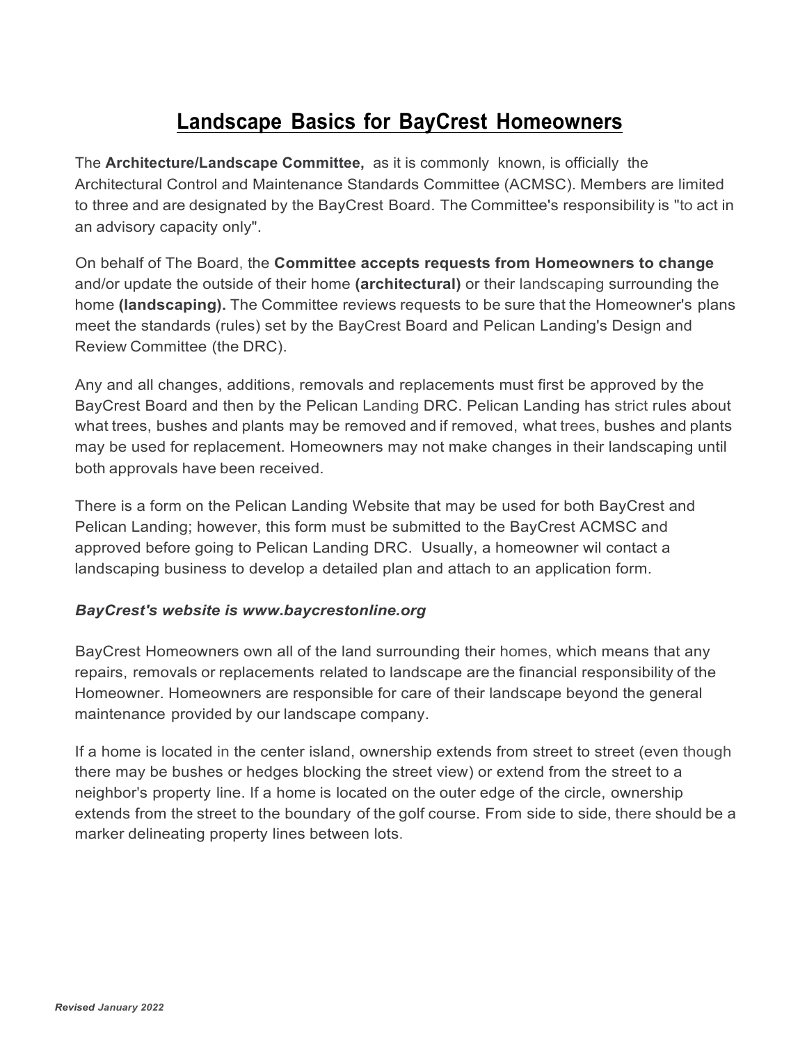# Landscape Basics for BayCrest Homeowners

The **Architecture/Landscape Committee,** as it is commonly known, is officially the Architectural Control and Maintenance Standards Committee (ACMSC). Members are limited to three and are designated by the BayCrest Board. The Committee's responsibility is "to act in an advisory capacity only".

On behalf of The Board, the **Committee accepts requests from Homeowners to change** and/or update the outside of their home **(architectural)** or their landscaping surrounding the home **(landscaping).** The Committee reviews requests to be sure that the Homeowner's plans meet the standards (rules) set by the BayCrest Board and Pelican Landing's Design and Review Committee (the DRC).

Any and all changes, additions, removals and replacements must first be approved by the BayCrest Board and then by the Pelican Landing DRC. Pelican Landing has strict rules about what trees, bushes and plants may be removed and if removed, what trees, bushes and plants may be used for replacement. Homeowners may not make changes in their landscaping until both approvals have been received.

There is a form on the Pelican Landing Website that may be used for both BayCrest and Pelican Landing; however, this form must be submitted to the BayCrest ACMSC and approved before going to Pelican Landing DRC. Usually, a homeowner wil contact a landscaping business to develop a detailed plan and attach to an application form.

***BayCrest's website is www.baycrestonline.org***

BayCrest Homeowners own all of the land surrounding their homes, which means that any repairs, removals or replacements related to landscape are the financial responsibility of the Homeowner. Homeowners are responsible for care of their landscape beyond the general maintenance provided by our landscape company.

If a home is located in the center island, ownership extends from street to street (even though there may be bushes or hedges blocking the street view) or extend from the street to a neighbor's property line. If a home is located on the outer edge of the circle, ownership extends from the street to the boundary of the golf course. From side to side, there should be a marker delineating property lines between lots.

*Revised January 2022*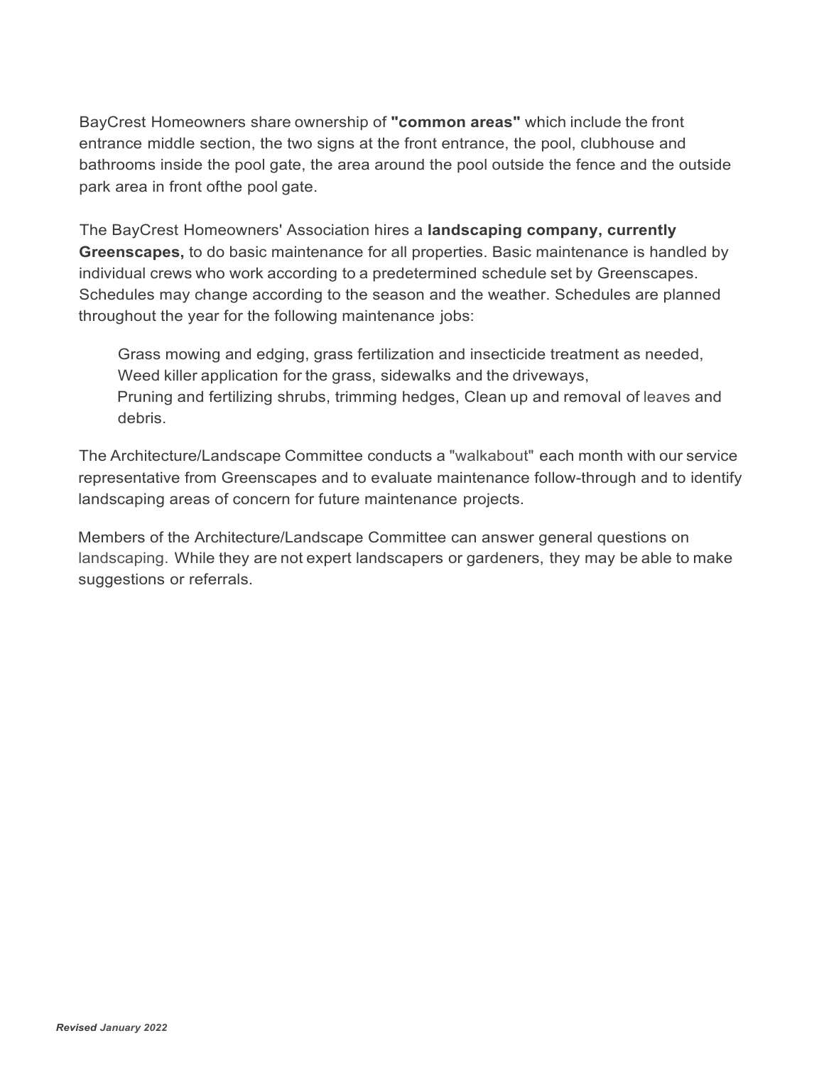BayCrest Homeowners share ownership of **"common areas"** which include the front entrance middle section, the two signs at the front entrance, the pool, clubhouse and bathrooms inside the pool gate, the area around the pool outside the fence and the outside park area in front ofthe pool gate.

The BayCrest Homeowners' Association hires a **landscaping company, currently Greenscapes,** to do basic maintenance for all properties. Basic maintenance is handled by individual crews who work according to a predetermined schedule set by Greenscapes. Schedules may change according to the season and the weather. Schedules are planned throughout the year for the following maintenance jobs:

> Grass mowing and edging, grass fertilization and insecticide treatment as needed, Weed killer application for the grass, sidewalks and the driveways, Pruning and fertilizing shrubs, trimming hedges, Clean up and removal of leaves and debris.

The Architecture/Landscape Committee conducts a "walkabout" each month with our service representative from Greenscapes and to evaluate maintenance follow-through and to identify landscaping areas of concern for future maintenance projects.

Members of the Architecture/Landscape Committee can answer general questions on landscaping. While they are not expert landscapers or gardeners, they may be able to make suggestions or referrals.

***Revised January 2022***